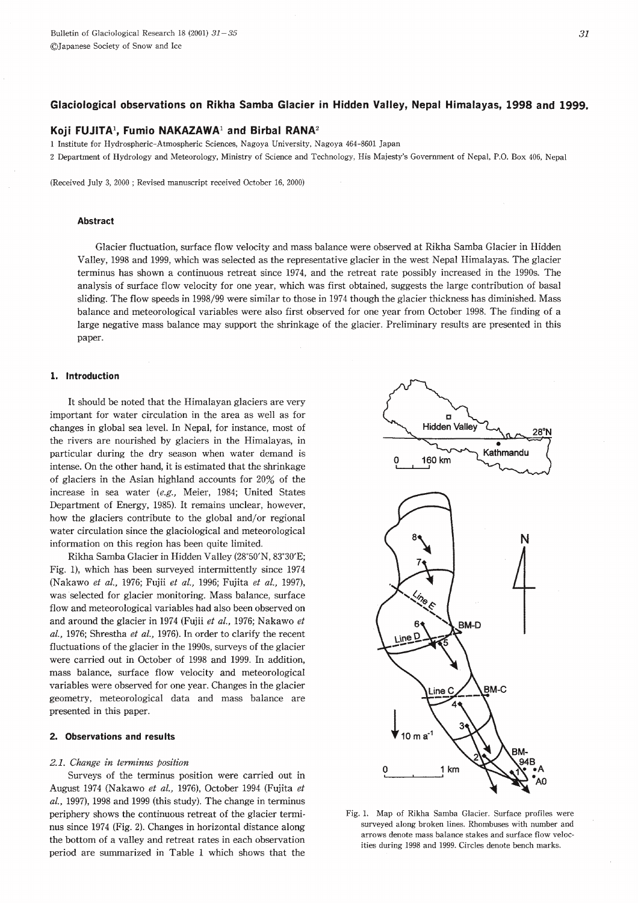# Glaciological observations on Rikha Samba Glacier in Hidden Valley, Nepal Himalayas, 1998 and 1999.

**Koji FUJITA[1], Fumio NAKAZAWA[1] and Birbal RANA[2]**

1 Institute for Hydrospheric-Atmospheric Sciences, Nagoya University, Nagoya 464-8601 Japan

2 Department of Hydrology and Meteorology, Ministry of Science and Technology, His Majesty's Government of Nepal, P.O. Box 406, Nepal

(Received July 3, 2000 ; Revised manuscript received October 16, 2000)

### Abstract

Glacier fluctuation, surface flow velocity and mass balance were observed at Rikha Samba Glacier in Hidden Valley, 1998 and 1999, which was selected as the representative glacier in the west Nepal Himalayas. The glacier terminus has shown a continuous retreat since 1974, and the retreat rate possibly increased in the 1990s. The analysis of surface flow velocity for one year, which was first obtained, suggests the large contribution of basal sliding. The flow speeds in 1998/99 were similar to those in 1974 though the glacier thickness has diminished. Mass balance and meteorological variables were also first observed for one year from October 1998. The finding of a large negative mass balance may support the shrinkage of the glacier. Preliminary results are presented in this paper.

## 1. Introduction

It should be noted that the Himalayan glaciers are very important for water circulation in the area as well as for changes in global sea level. In Nepal, for instance, most of the rivers are nourished by glaciers in the Himalayas, in particular during the dry season when water demand is intense. On the other hand, it is estimated that the shrinkage of glaciers in the Asian highland accounts for 20% of the increase in sea water (*e.g.*, Meier, 1984; United States Department of Energy, 1985). It remains unclear, however, how the glaciers contribute to the global and/or regional water circulation since the glaciological and meteorological information on this region has been quite limited.

Rikha Samba Glacier in Hidden Valley (28°50′N, 83°30′E; Fig. 1), which has been surveyed intermittently since 1974 (Nakawo *et al.*, 1976; Fujii *et al.*, 1996; Fujita *et al.*, 1997), was selected for glacier monitoring. Mass balance, surface flow and meteorological variables had also been observed on and around the glacier in 1974 (Fujii *et al.*, 1976; Nakawo *et al.*, 1976; Shrestha *et al.*, 1976). In order to clarify the recent fluctuations of the glacier in the 1990s, surveys of the glacier were carried out in October of 1998 and 1999. In addition, mass balance, surface flow velocity and meteorological variables were observed for one year. Changes in the glacier geometry, meteorological data and mass balance are presented in this paper.

Fig. 1. Map of Rikha Samba Glacier. Surface profiles were surveyed along broken lines. Rhombuses with number and arrows denote mass balance stakes and surface flow velocities during 1998 and 1999. Circles denote bench marks.

## 2. Observations and results

### 2.1. *Change in terminus position*

Surveys of the terminus position were carried out in August 1974 (Nakawo *et al.*, 1976), October 1994 (Fujita *et al.*, 1997), 1998 and 1999 (this study). The change in terminus periphery shows the continuous retreat of the glacier terminus since 1974 (Fig. 2). Changes in horizontal distance along the bottom of a valley and retreat rates in each observation period are summarized in Table 1 which shows that the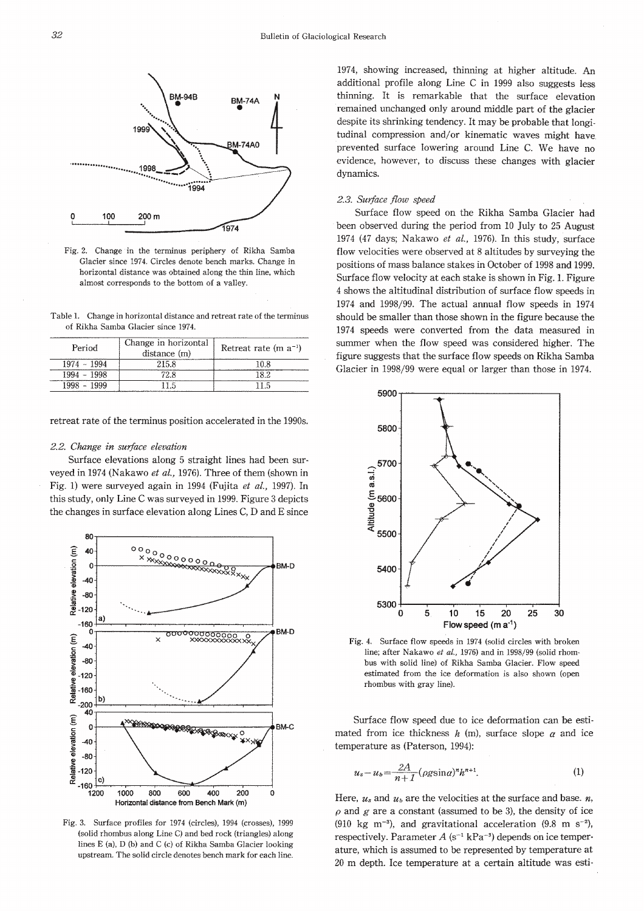Fig. 2. Change in the terminus periphery of Rikha Samba Glacier since 1974. Circles denote bench marks. Change in horizontal distance was obtained along the thin line, which almost corresponds to the bottom of a valley.

Table 1. Change in horizontal distance and retreat rate of the terminus of Rikha Samba Glacier since 1974.

| Period | Change in horizontal distance (m) | Retreat rate (m $a^{-1}$) |
| --- | --- | --- |
| 1974 - 1994 | 215.8 | 10.8 |
| 1994 - 1998 | 72.8 | 18.2 |
| 1998 - 1999 | 11.5 | 11.5 |

retreat rate of the terminus position accelerated in the 1990s.

### 2.2. Change in surface elevation

Surface elevations along 5 straight lines had been surveyed in 1974 (Nakawo *et al.*, 1976). Three of them (shown in Fig. 1) were surveyed again in 1994 (Fujita *et al.*, 1997). In this study, only Line C was surveyed in 1999. Figure 3 depicts the changes in surface elevation along Lines C, D and E since 1974, showing increased, thinning at higher altitude. An additional profile along Line C in 1999 also suggests less thinning. It is remarkable that the surface elevation remained unchanged only around middle part of the glacier despite its shrinking tendency. It may be probable that longitudinal compression and/or kinematic waves might have prevented surface lowering around Line C. We have no evidence, however, to discuss these changes with glacier dynamics.

Fig. 3. Surface profiles for 1974 (circles), 1994 (crosses), 1999 (solid rhombus along Line C) and bed rock (triangles) along lines E (a), D (b) and C (c) of Rikha Samba Glacier looking upstream. The solid circle denotes bench mark for each line.

### 2.3. Surface flow speed

Surface flow speed on the Rikha Samba Glacier had been observed during the period from 10 July to 25 August 1974 (47 days; Nakawo *et al.*, 1976). In this study, surface flow velocities were observed at 8 altitudes by surveying the positions of mass balance stakes in October of 1998 and 1999. Surface flow velocity at each stake is shown in Fig. 1. Figure 4 shows the altitudinal distribution of surface flow speeds in 1974 and 1998/99. The actual annual flow speeds in 1974 should be smaller than those shown in the figure because the 1974 speeds were converted from the data measured in summer when the flow speed was considered higher. The figure suggests that the surface flow speeds on Rikha Samba Glacier in 1998/99 were equal or larger than those in 1974.

Fig. 4. Surface flow speeds in 1974 (solid circles with broken line; after Nakawo *et al.*, 1976) and in 1998/99 (solid rhombus with solid line) of Rikha Samba Glacier. Flow speed estimated from the ice deformation is also shown (open rhombus with gray line).

Surface flow speed due to ice deformation can be estimated from ice thickness $h$ (m), surface slope $\alpha$ and ice temperature as (Paterson, 1994):

$$u_s - u_b = \frac{2A}{n+1}(\rho g \sin\alpha)^n h^{n+1}. \tag{1}$$

Here, $u_s$ and $u_b$ are the velocities at the surface and base. $n$, $\rho$ and $g$ are a constant (assumed to be 3), the density of ice (910 kg $m^{-3}$), and gravitational acceleration (9.8 m $s^{-2}$), respectively. Parameter $A$ ($s^{-1}$ $kPa^{-3}$) depends on ice temperature, which is assumed to be represented by temperature at 20 m depth. Ice temperature at a certain altitude was esti-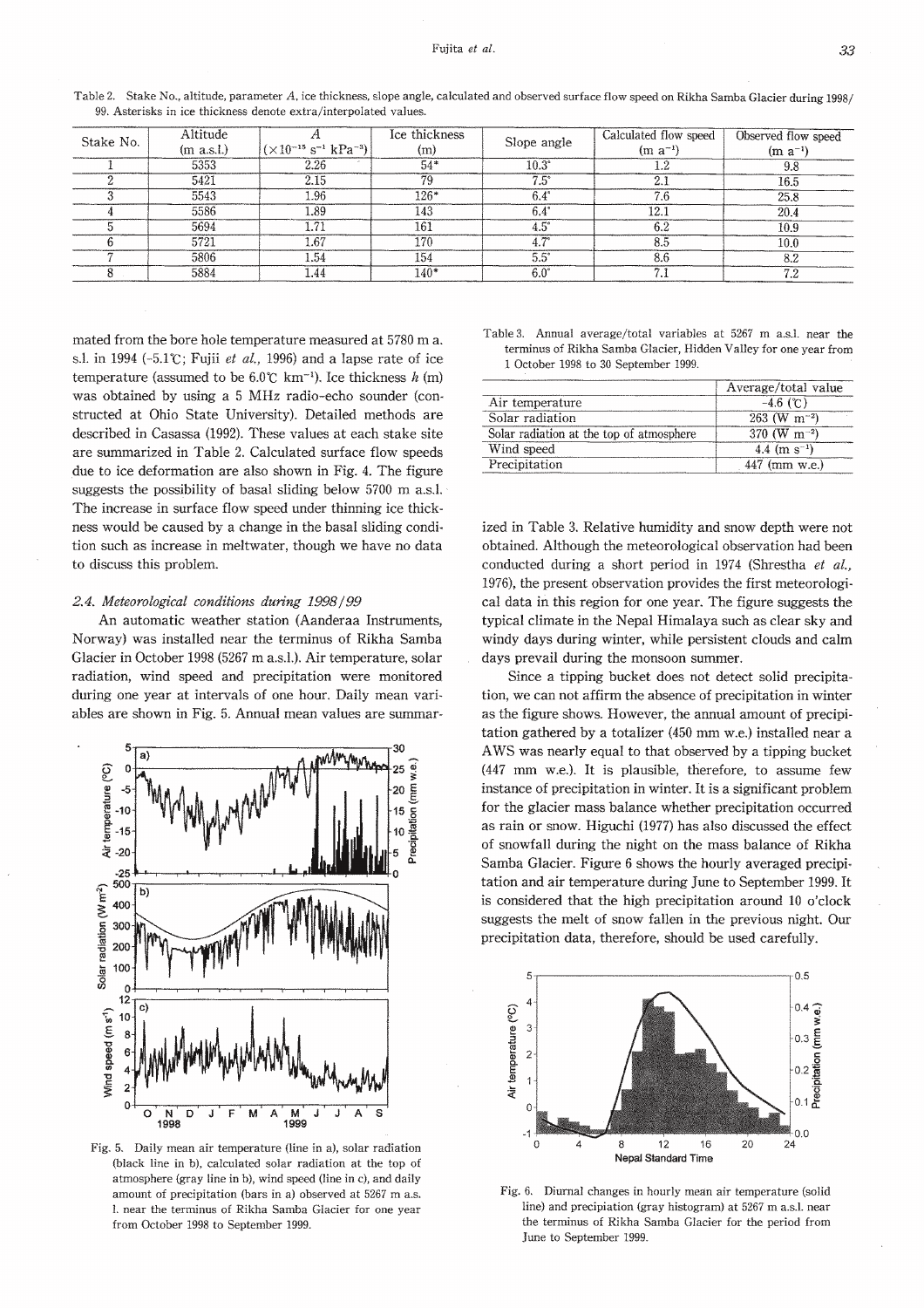Table 2. Stake No., altitude, parameter $A$, ice thickness, slope angle, calculated and observed surface flow speed on Rikha Samba Glacier during 1998/99. Asterisks in ice thickness denote extra/interpolated values.

| Stake No. | Altitude (m a.s.l.) | $A$ ($\times 10^{-15}$ s$^{-1}$ kPa$^{-3}$) | Ice thickness (m) | Slope angle | Calculated flow speed (m a$^{-1}$) | Observed flow speed (m a$^{-1}$) |
|---|---|---|---|---|---|---|
| 1 | 5353 | 2.26 | 54* | 10.3° | 1.2 | 9.8 |
| 2 | 5421 | 2.15 | 79 | 7.5° | 2.1 | 16.5 |
| 3 | 5543 | 1.96 | 126* | 6.4° | 7.6 | 25.8 |
| 4 | 5586 | 1.89 | 143 | 6.4° | 12.1 | 20.4 |
| 5 | 5694 | 1.71 | 161 | 4.5° | 6.2 | 10.9 |
| 6 | 5721 | 1.67 | 170 | 4.7° | 8.5 | 10.0 |
| 7 | 5806 | 1.54 | 154 | 5.5° | 8.6 | 8.2 |
| 8 | 5884 | 1.44 | 140* | 6.0° | 7.1 | 7.2 |

mated from the bore hole temperature measured at 5780 m a.s.l. in 1994 (-5.1℃; Fujii *et al.*, 1996) and a lapse rate of ice temperature (assumed to be 6.0℃ km$^{-1}$). Ice thickness $h$ (m) was obtained by using a 5 MHz radio-echo sounder (constructed at Ohio State University). Detailed methods are described in Casassa (1992). These values at each stake site are summarized in Table 2. Calculated surface flow speeds due to ice deformation are also shown in Fig. 4. The figure suggests the possibility of basal sliding below 5700 m a.s.l. The increase in surface flow speed under thinning ice thickness would be caused by a change in the basal sliding condition such as increase in meltwater, though we have no data to discuss this problem.

### 2.4. Meteorological conditions during 1998/99

An automatic weather station (Aanderaa Instruments, Norway) was installed near the terminus of Rikha Samba Glacier in October 1998 (5267 m a.s.l.). Air temperature, solar radiation, wind speed and precipitation were monitored during one year at intervals of one hour. Daily mean variables are shown in Fig. 5. Annual mean values are summarized in Table 3. Relative humidity and snow depth were not obtained. Although the meteorological observation had been conducted during a short period in 1974 (Shrestha *et al.*, 1976), the present observation provides the first meteorological data in this region for one year. The figure suggests the typical climate in the Nepal Himalaya such as clear sky and windy days during winter, while persistent clouds and calm days prevail during the monsoon summer.

Fig. 5. Daily mean air temperature (line in a), solar radiation (black line in b), calculated solar radiation at the top of atmosphere (gray line in b), wind speed (line in c), and daily amount of precipitation (bars in a) observed at 5267 m a.s.l. near the terminus of Rikha Samba Glacier for one year from October 1998 to September 1999.

Table 3. Annual average/total variables at 5267 m a.s.l. near the terminus of Rikha Samba Glacier, Hidden Valley for one year from 1 October 1998 to 30 September 1999.

| | Average/total value |
|---|---|
| Air temperature | -4.6 (℃) |
| Solar radiation | 263 (W m$^{-2}$) |
| Solar radiation at the top of atmosphere | 370 (W m$^{-2}$) |
| Wind speed | 4.4 (m s$^{-1}$) |
| Precipitation | 447 (mm w.e.) |

Since a tipping bucket does not detect solid precipitation, we can not affirm the absence of precipitation in winter as the figure shows. However, the annual amount of precipitation gathered by a totalizer (450 mm w.e.) installed near a AWS was nearly equal to that observed by a tipping bucket (447 mm w.e.). It is plausible, therefore, to assume few instance of precipitation in winter. It is a significant problem for the glacier mass balance whether precipitation occurred as rain or snow. Higuchi (1977) has also discussed the effect of snowfall during the night on the mass balance of Rikha Samba Glacier. Figure 6 shows the hourly averaged precipitation and air temperature during June to September 1999. It is considered that the high precipitation around 10 o'clock suggests the melt of snow fallen in the previous night. Our precipitation data, therefore, should be used carefully.

Fig. 6. Diurnal changes in hourly mean air temperature (solid line) and precipiation (gray histogram) at 5267 m a.s.l. near the terminus of Rikha Samba Glacier for the period from June to September 1999.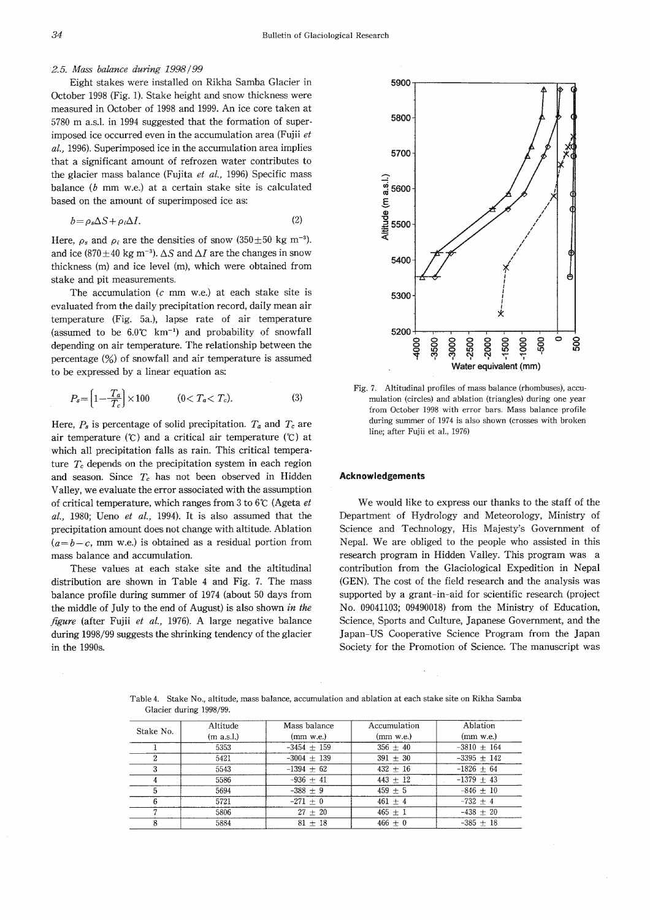*2.5. Mass balance during 1998/99*

Eight stakes were installed on Rikha Samba Glacier in October 1998 (Fig. 1). Stake height and snow thickness were measured in October of 1998 and 1999. An ice core taken at 5780 m a.s.l. in 1994 suggested that the formation of superimposed ice occurred even in the accumulation area (Fujii *et al.*, 1996). Superimposed ice in the accumulation area implies that a significant amount of refrozen water contributes to the glacier mass balance (Fujita *et al.*, 1996) Specific mass balance ($b$ mm w.e.) at a certain stake site is calculated based on the amount of superimposed ice as:

$$b = \rho_s \Delta S + \rho_i \Delta I. \tag{2}$$

Here, $\rho_s$ and $\rho_i$ are the densities of snow ($350 \pm 50$ kg m$^{-3}$). and ice ($870 \pm 40$ kg m$^{-3}$). $\Delta S$ and $\Delta I$ are the changes in snow thickness (m) and ice level (m), which were obtained from stake and pit measurements.

The accumulation ($c$ mm w.e.) at each stake site is evaluated from the daily precipitation record, daily mean air temperature (Fig. 5a.), lapse rate of air temperature (assumed to be 6.0℃ km$^{-1}$) and probability of snowfall depending on air temperature. The relationship between the percentage (%) of snowfall and air temperature is assumed to be expressed by a linear equation as:

$$P_s = \left\{1 - \frac{T_a}{T_c}\right\} \times 100 \qquad (0 < T_a < T_c). \tag{3}$$

Here, $P_s$ is percentage of solid precipitation. $T_a$ and $T_c$ are air temperature (℃) and a critical air temperature (℃) at which all precipitation falls as rain. This critical temperature $T_c$ depends on the precipitation system in each region and season. Since $T_c$ has not been observed in Hidden Valley, we evaluate the error associated with the assumption of critical temperature, which ranges from 3 to 6℃ (Ageta *et al.*, 1980; Ueno *et al.*, 1994). It is also assumed that the precipitation amount does not change with altitude. Ablation ($a = b - c$, mm w.e.) is obtained as a residual portion from mass balance and accumulation.

These values at each stake site and the altitudinal distribution are shown in Table 4 and Fig. 7. The mass balance profile during summer of 1974 (about 50 days from the middle of July to the end of August) is also shown *in the figure* (after Fujii *et al.*, 1976). A large negative balance during 1998/99 suggests the shrinking tendency of the glacier in the 1990s.

Fig. 7. Altitudinal profiles of mass balance (rhombuses), accumulation (circles) and ablation (triangles) during one year from October 1998 with error bars. Mass balance profile during summer of 1974 is also shown (crosses with broken line; after Fujii et al., 1976)

## Acknowledgements

We would like to express our thanks to the staff of the Department of Hydrology and Meteorology, Ministry of Science and Technology, His Majesty's Government of Nepal. We are obliged to the people who assisted in this research program in Hidden Valley. This program was a contribution from the Glaciological Expedition in Nepal (GEN). The cost of the field research and the analysis was supported by a grant-in-aid for scientific research (project No. 09041103; 09490018) from the Ministry of Education, Science, Sports and Culture, Japanese Government, and the Japan-US Cooperative Science Program from the Japan Society for the Promotion of Science. The manuscript was

Table 4. Stake No., altitude, mass balance, accumulation and ablation at each stake site on Rikha Samba Glacier during 1998/99.

| Stake No. | Altitude (m a.s.l.) | Mass balance (mm w.e.) | Accumulation (mm w.e.) | Ablation (mm w.e.) |
|---|---|---|---|---|
| 1 | 5353 | -3454 ± 159 | 356 ± 40 | -3810 ± 164 |
| 2 | 5421 | -3004 ± 139 | 391 ± 30 | -3395 ± 142 |
| 3 | 5543 | -1394 ± 62 | 432 ± 16 | -1826 ± 64 |
| 4 | 5586 | -936 ± 41 | 443 ± 12 | -1379 ± 43 |
| 5 | 5694 | -388 ± 9 | 459 ± 5 | -846 ± 10 |
| 6 | 5721 | -271 ± 0 | 461 ± 4 | -732 ± 4 |
| 7 | 5806 | 27 ± 20 | 465 ± 1 | -438 ± 20 |
| 8 | 5884 | 81 ± 18 | 466 ± 0 | -385 ± 18 |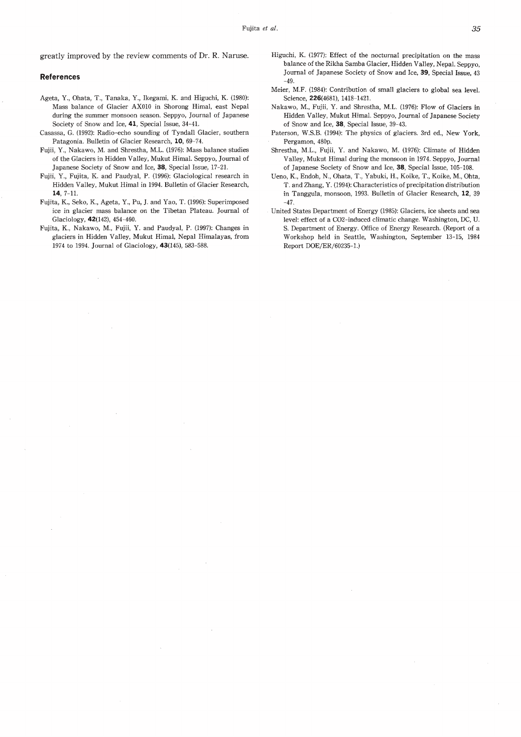greatly improved by the review comments of Dr. R. Naruse.

## References

Ageta, Y., Ohata, T., Tanaka, Y., Ikegami, K. and Higuchi, K. (1980): Mass balance of Glacier AX010 in Shorong Himal, east Nepal during the summer monsoon season. Seppyo, Journal of Japanese Society of Snow and Ice, **41**, Special Issue, 34-41.

Casassa, G. (1992): Radio-echo sounding of Tyndall Glacier, southern Patagonia. Bulletin of Glacier Research, **10**, 69-74.

Fujii, Y., Nakawo, M. and Shrestha, M.L. (1976): Mass balance studies of the Glaciers in Hidden Valley, Mukut Himal. Seppyo, Journal of Japanese Society of Snow and Ice, **38**, Special Issue, 17-21.

Fujii, Y., Fujita, K. and Paudyal, P. (1996): Glaciological research in Hidden Valley, Mukut Himal in 1994. Bulletin of Glacier Research, **14**, 7-11.

Fujita, K., Seko, K., Ageta, Y., Pu, J. and Yao, T. (1996): Superimposed ice in glacier mass balance on the Tibetan Plateau. Journal of Glaciology, **42**(142), 454-460.

Fujita, K., Nakawo, M., Fujii, Y. and Paudyal, P. (1997): Changes in glaciers in Hidden Valley, Mukut Himal, Nepal Himalayas, from 1974 to 1994. Journal of Glaciology, **43**(145), 583-588.

Higuchi, K. (1977): Effect of the nocturnal precipitation on the mass balance of the Rikha Samba Glacier, Hidden Valley, Nepal. Seppyo, Journal of Japanese Society of Snow and Ice, **39**, Special Issue, 43-49.

Meier, M.F. (1984): Contribution of small glaciers to global sea level. Science, **226**(4681), 1418-1421.

Nakawo, M., Fujii, Y. and Shrestha, M.L. (1976): Flow of Glaciers in Hidden Valley, Mukut Himal. Seppyo, Journal of Japanese Society of Snow and Ice, **38**, Special Issue, 39-43.

Paterson, W.S.B. (1994): The physics of glaciers. 3rd ed., New York, Pergamon, 480p.

Shrestha, M.L., Fujii, Y. and Nakawo, M. (1976): Climate of Hidden Valley, Mukut Himal during the monsoon in 1974. Seppyo, Journal of Japanese Society of Snow and Ice, **38**, Special Issue, 105-108.

Ueno, K., Endoh, N., Ohata, T., Yabuki, H., Koike, T., Koike, M., Ohta, T. and Zhang, Y. (1994): Characteristics of precipitation distribution in Tanggula, monsoon, 1993. Bulletin of Glacier Research, **12**, 39-47.

United States Department of Energy (1985): Glaciers, ice sheets and sea level: effect of a CO2-induced climatic change. Washington, DC, U. S. Department of Energy. Office of Energy Research. (Report of a Workshop held in Seattle, Washington, September 13-15, 1984 Report DOE/ER/60235-1.)